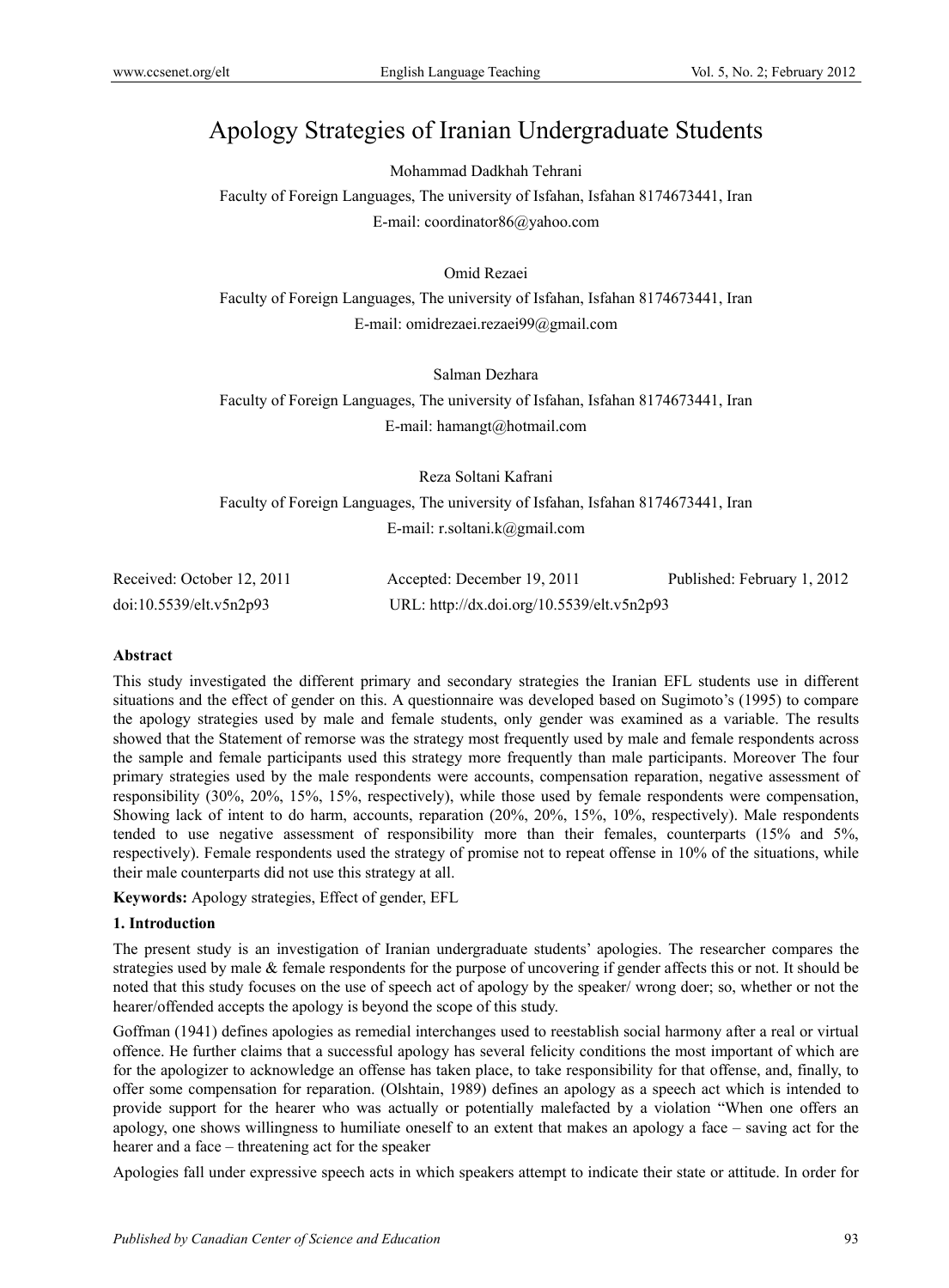# Apology Strategies of Iranian Undergraduate Students

Mohammad Dadkhah Tehrani

Faculty of Foreign Languages, The university of Isfahan, Isfahan 8174673441, Iran

E-mail: coordinator86@yahoo.com

Omid Rezaei

Faculty of Foreign Languages, The university of Isfahan, Isfahan 8174673441, Iran

E-mail: omidrezaei.rezaei99@gmail.com

Salman Dezhara

Faculty of Foreign Languages, The university of Isfahan, Isfahan 8174673441, Iran

E-mail: hamangt@hotmail.com

Reza Soltani Kafrani

Faculty of Foreign Languages, The university of Isfahan, Isfahan 8174673441, Iran

E-mail: r.soltani.k@gmail.com

Received: October 12, 2011 Accepted: December 19, 2011 Published: February 1, 2012

doi:10.5539/elt.v5n2p93 URL: http://dx.doi.org/10.5539/elt.v5n2p93

**Abstract**

This study investigated the different primary and secondary strategies the Iranian EFL students use in different situations and the effect of gender on this. A questionnaire was developed based on Sugimoto's (1995) to compare the apology strategies used by male and female students, only gender was examined as a variable. The results showed that the Statement of remorse was the strategy most frequently used by male and female respondents across the sample and female participants used this strategy more frequently than male participants. Moreover The four primary strategies used by the male respondents were accounts, compensation reparation, negative assessment of responsibility (30%, 20%, 15%, 15%, respectively), while those used by female respondents were compensation, Showing lack of intent to do harm, accounts, reparation (20%, 20%, 15%, 10%, respectively). Male respondents tended to use negative assessment of responsibility more than their females, counterparts (15% and 5%, respectively). Female respondents used the strategy of promise not to repeat offense in 10% of the situations, while their male counterparts did not use this strategy at all.

**Keywords:** Apology strategies, Effect of gender, EFL

## 1. Introduction

The present study is an investigation of Iranian undergraduate students' apologies. The researcher compares the strategies used by male & female respondents for the purpose of uncovering if gender affects this or not. It should be noted that this study focuses on the use of speech act of apology by the speaker/ wrong doer; so, whether or not the hearer/offended accepts the apology is beyond the scope of this study.

Goffman (1941) defines apologies as remedial interchanges used to reestablish social harmony after a real or virtual offence. He further claims that a successful apology has several felicity conditions the most important of which are for the apologizer to acknowledge an offense has taken place, to take responsibility for that offense, and, finally, to offer some compensation for reparation. (Olshtain, 1989) defines an apology as a speech act which is intended to provide support for the hearer who was actually or potentially malefacted by a violation "When one offers an apology, one shows willingness to humiliate oneself to an extent that makes an apology a face – saving act for the hearer and a face – threatening act for the speaker

Apologies fall under expressive speech acts in which speakers attempt to indicate their state or attitude. In order for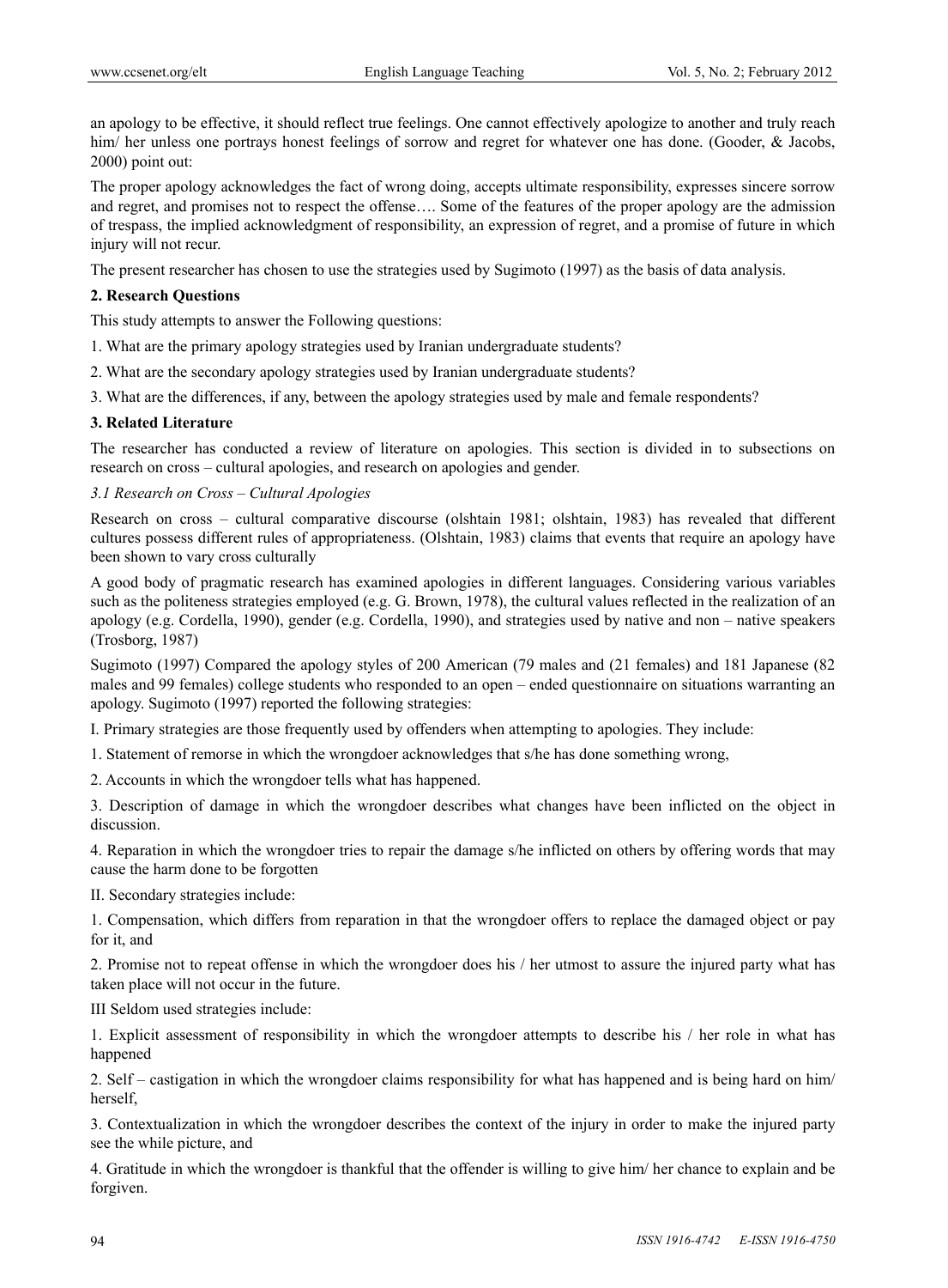an apology to be effective, it should reflect true feelings. One cannot effectively apologize to another and truly reach him/ her unless one portrays honest feelings of sorrow and regret for whatever one has done. (Gooder, & Jacobs, 2000) point out:

The proper apology acknowledges the fact of wrong doing, accepts ultimate responsibility, expresses sincere sorrow and regret, and promises not to respect the offense…. Some of the features of the proper apology are the admission of trespass, the implied acknowledgment of responsibility, an expression of regret, and a promise of future in which injury will not recur.

The present researcher has chosen to use the strategies used by Sugimoto (1997) as the basis of data analysis.

## 2. Research Questions

This study attempts to answer the Following questions:

1. What are the primary apology strategies used by Iranian undergraduate students?
2. What are the secondary apology strategies used by Iranian undergraduate students?
3. What are the differences, if any, between the apology strategies used by male and female respondents?

## 3. Related Literature

The researcher has conducted a review of literature on apologies. This section is divided in to subsections on research on cross – cultural apologies, and research on apologies and gender.

### *3.1 Research on Cross – Cultural Apologies*

Research on cross – cultural comparative discourse (olshtain 1981; olshtain, 1983) has revealed that different cultures possess different rules of appropriateness. (Olshtain, 1983) claims that events that require an apology have been shown to vary cross culturally

A good body of pragmatic research has examined apologies in different languages. Considering various variables such as the politeness strategies employed (e.g. G. Brown, 1978), the cultural values reflected in the realization of an apology (e.g. Cordella, 1990), gender (e.g. Cordella, 1990), and strategies used by native and non – native speakers (Trosborg, 1987)

Sugimoto (1997) Compared the apology styles of 200 American (79 males and (21 females) and 181 Japanese (82 males and 99 females) college students who responded to an open – ended questionnaire on situations warranting an apology. Sugimoto (1997) reported the following strategies:

I. Primary strategies are those frequently used by offenders when attempting to apologies. They include:

1. Statement of remorse in which the wrongdoer acknowledges that s/he has done something wrong,
2. Accounts in which the wrongdoer tells what has happened.
3. Description of damage in which the wrongdoer describes what changes have been inflicted on the object in discussion.
4. Reparation in which the wrongdoer tries to repair the damage s/he inflicted on others by offering words that may cause the harm done to be forgotten

II. Secondary strategies include:

1. Compensation, which differs from reparation in that the wrongdoer offers to replace the damaged object or pay for it, and
2. Promise not to repeat offense in which the wrongdoer does his / her utmost to assure the injured party what has taken place will not occur in the future.

III Seldom used strategies include:

1. Explicit assessment of responsibility in which the wrongdoer attempts to describe his / her role in what has happened
2. Self – castigation in which the wrongdoer claims responsibility for what has happened and is being hard on him/ herself,
3. Contextualization in which the wrongdoer describes the context of the injury in order to make the injured party see the while picture, and
4. Gratitude in which the wrongdoer is thankful that the offender is willing to give him/ her chance to explain and be forgiven.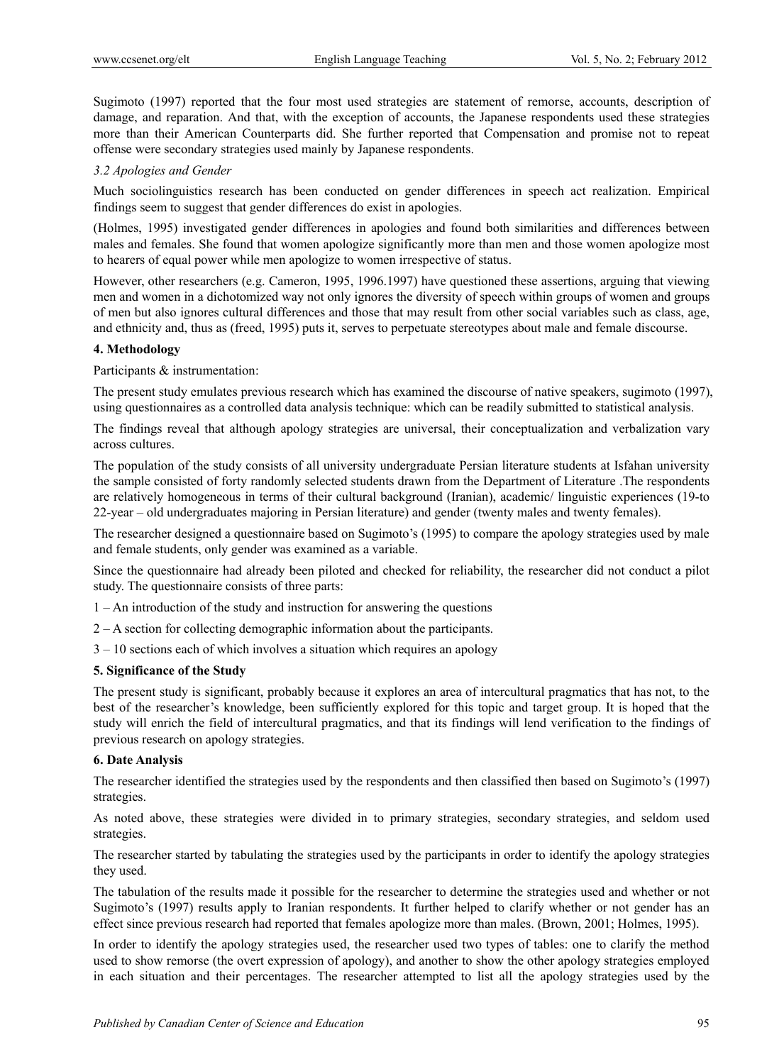Sugimoto (1997) reported that the four most used strategies are statement of remorse, accounts, description of damage, and reparation. And that, with the exception of accounts, the Japanese respondents used these strategies more than their American Counterparts did. She further reported that Compensation and promise not to repeat offense were secondary strategies used mainly by Japanese respondents.

### *3.2 Apologies and Gender*

Much sociolinguistics research has been conducted on gender differences in speech act realization. Empirical findings seem to suggest that gender differences do exist in apologies.

(Holmes, 1995) investigated gender differences in apologies and found both similarities and differences between males and females. She found that women apologize significantly more than men and those women apologize most to hearers of equal power while men apologize to women irrespective of status.

However, other researchers (e.g. Cameron, 1995, 1996.1997) have questioned these assertions, arguing that viewing men and women in a dichotomized way not only ignores the diversity of speech within groups of women and groups of men but also ignores cultural differences and those that may result from other social variables such as class, age, and ethnicity and, thus as (freed, 1995) puts it, serves to perpetuate stereotypes about male and female discourse.

## **4. Methodology**

Participants & instrumentation:

The present study emulates previous research which has examined the discourse of native speakers, sugimoto (1997), using questionnaires as a controlled data analysis technique: which can be readily submitted to statistical analysis.

The findings reveal that although apology strategies are universal, their conceptualization and verbalization vary across cultures.

The population of the study consists of all university undergraduate Persian literature students at Isfahan university the sample consisted of forty randomly selected students drawn from the Department of Literature .The respondents are relatively homogeneous in terms of their cultural background (Iranian), academic/ linguistic experiences (19-to 22-year – old undergraduates majoring in Persian literature) and gender (twenty males and twenty females).

The researcher designed a questionnaire based on Sugimoto's (1995) to compare the apology strategies used by male and female students, only gender was examined as a variable.

Since the questionnaire had already been piloted and checked for reliability, the researcher did not conduct a pilot study. The questionnaire consists of three parts:

1 – An introduction of the study and instruction for answering the questions

2 – A section for collecting demographic information about the participants.

3 – 10 sections each of which involves a situation which requires an apology

## **5. Significance of the Study**

The present study is significant, probably because it explores an area of intercultural pragmatics that has not, to the best of the researcher's knowledge, been sufficiently explored for this topic and target group. It is hoped that the study will enrich the field of intercultural pragmatics, and that its findings will lend verification to the findings of previous research on apology strategies.

## **6. Date Analysis**

The researcher identified the strategies used by the respondents and then classified then based on Sugimoto's (1997) strategies.

As noted above, these strategies were divided in to primary strategies, secondary strategies, and seldom used strategies.

The researcher started by tabulating the strategies used by the participants in order to identify the apology strategies they used.

The tabulation of the results made it possible for the researcher to determine the strategies used and whether or not Sugimoto's (1997) results apply to Iranian respondents. It further helped to clarify whether or not gender has an effect since previous research had reported that females apologize more than males. (Brown, 2001; Holmes, 1995).

In order to identify the apology strategies used, the researcher used two types of tables: one to clarify the method used to show remorse (the overt expression of apology), and another to show the other apology strategies employed in each situation and their percentages. The researcher attempted to list all the apology strategies used by the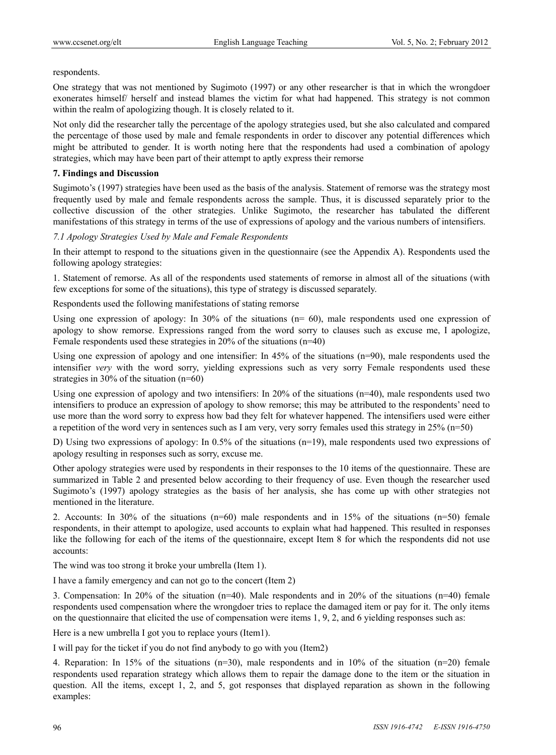respondents.

One strategy that was not mentioned by Sugimoto (1997) or any other researcher is that in which the wrongdoer exonerates himself/ herself and instead blames the victim for what had happened. This strategy is not common within the realm of apologizing though. It is closely related to it.

Not only did the researcher tally the percentage of the apology strategies used, but she also calculated and compared the percentage of those used by male and female respondents in order to discover any potential differences which might be attributed to gender. It is worth noting here that the respondents had used a combination of apology strategies, which may have been part of their attempt to aptly express their remorse

## 7. Findings and Discussion

Sugimoto's (1997) strategies have been used as the basis of the analysis. Statement of remorse was the strategy most frequently used by male and female respondents across the sample. Thus, it is discussed separately prior to the collective discussion of the other strategies. Unlike Sugimoto, the researcher has tabulated the different manifestations of this strategy in terms of the use of expressions of apology and the various numbers of intensifiers.

### *7.1 Apology Strategies Used by Male and Female Respondents*

In their attempt to respond to the situations given in the questionnaire (see the Appendix A). Respondents used the following apology strategies:

1. Statement of remorse. As all of the respondents used statements of remorse in almost all of the situations (with few exceptions for some of the situations), this type of strategy is discussed separately.

Respondents used the following manifestations of stating remorse

Using one expression of apology: In 30% of the situations (n= 60), male respondents used one expression of apology to show remorse. Expressions ranged from the word sorry to clauses such as excuse me, I apologize, Female respondents used these strategies in 20% of the situations (n=40)

Using one expression of apology and one intensifier: In 45% of the situations (n=90), male respondents used the intensifier *very* with the word sorry, yielding expressions such as very sorry Female respondents used these strategies in 30% of the situation (n=60)

Using one expression of apology and two intensifiers: In 20% of the situations (n=40), male respondents used two intensifiers to produce an expression of apology to show remorse; this may be attributed to the respondents' need to use more than the word sorry to express how bad they felt for whatever happened. The intensifiers used were either a repetition of the word very in sentences such as I am very, very sorry females used this strategy in 25% (n=50)

D) Using two expressions of apology: In 0.5% of the situations (n=19), male respondents used two expressions of apology resulting in responses such as sorry, excuse me.

Other apology strategies were used by respondents in their responses to the 10 items of the questionnaire. These are summarized in Table 2 and presented below according to their frequency of use. Even though the researcher used Sugimoto's (1997) apology strategies as the basis of her analysis, she has come up with other strategies not mentioned in the literature.

2. Accounts: In 30% of the situations (n=60) male respondents and in 15% of the situations (n=50) female respondents, in their attempt to apologize, used accounts to explain what had happened. This resulted in responses like the following for each of the items of the questionnaire, except Item 8 for which the respondents did not use accounts:

The wind was too strong it broke your umbrella (Item 1).

I have a family emergency and can not go to the concert (Item 2)

3. Compensation: In 20% of the situation (n=40). Male respondents and in 20% of the situations (n=40) female respondents used compensation where the wrongdoer tries to replace the damaged item or pay for it. The only items on the questionnaire that elicited the use of compensation were items 1, 9, 2, and 6 yielding responses such as:

Here is a new umbrella I got you to replace yours (Item1).

I will pay for the ticket if you do not find anybody to go with you (Item2)

4. Reparation: In 15% of the situations (n=30), male respondents and in 10% of the situation (n=20) female respondents used reparation strategy which allows them to repair the damage done to the item or the situation in question. All the items, except 1, 2, and 5, got responses that displayed reparation as shown in the following examples: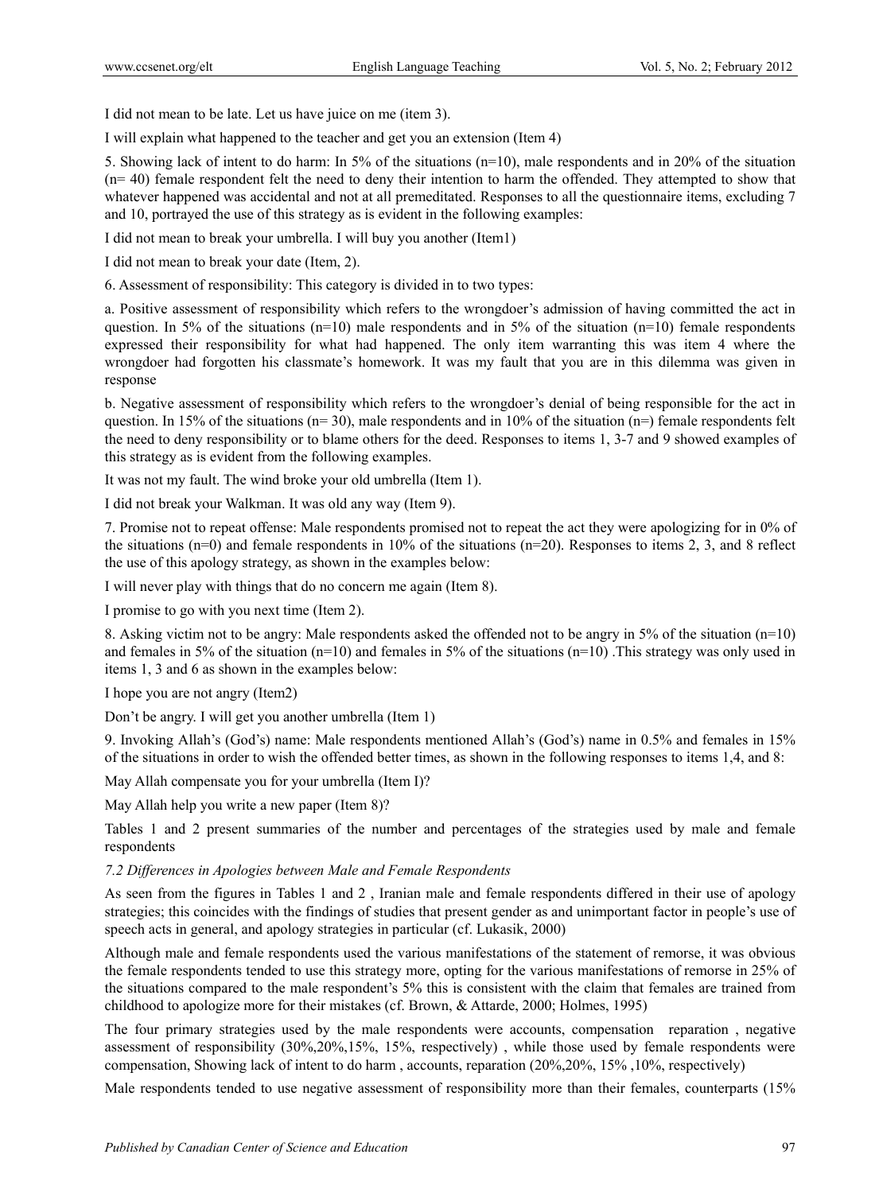I did not mean to be late. Let us have juice on me (item 3).

I will explain what happened to the teacher and get you an extension (Item 4)

5. Showing lack of intent to do harm: In 5% of the situations (n=10), male respondents and in 20% of the situation (n= 40) female respondent felt the need to deny their intention to harm the offended. They attempted to show that whatever happened was accidental and not at all premeditated. Responses to all the questionnaire items, excluding 7 and 10, portrayed the use of this strategy as is evident in the following examples:

I did not mean to break your umbrella. I will buy you another (Item1)

I did not mean to break your date (Item, 2).

6. Assessment of responsibility: This category is divided in to two types:

a. Positive assessment of responsibility which refers to the wrongdoer's admission of having committed the act in question. In 5% of the situations (n=10) male respondents and in 5% of the situation (n=10) female respondents expressed their responsibility for what had happened. The only item warranting this was item 4 where the wrongdoer had forgotten his classmate's homework. It was my fault that you are in this dilemma was given in response

b. Negative assessment of responsibility which refers to the wrongdoer's denial of being responsible for the act in question. In 15% of the situations (n= 30), male respondents and in 10% of the situation (n=) female respondents felt the need to deny responsibility or to blame others for the deed. Responses to items 1, 3-7 and 9 showed examples of this strategy as is evident from the following examples.

It was not my fault. The wind broke your old umbrella (Item 1).

I did not break your Walkman. It was old any way (Item 9).

7. Promise not to repeat offense: Male respondents promised not to repeat the act they were apologizing for in 0% of the situations (n=0) and female respondents in 10% of the situations (n=20). Responses to items 2, 3, and 8 reflect the use of this apology strategy, as shown in the examples below:

I will never play with things that do no concern me again (Item 8).

I promise to go with you next time (Item 2).

8. Asking victim not to be angry: Male respondents asked the offended not to be angry in 5% of the situation (n=10) and females in 5% of the situation (n=10) and females in 5% of the situations (n=10) .This strategy was only used in items 1, 3 and 6 as shown in the examples below:

I hope you are not angry (Item2)

Don't be angry. I will get you another umbrella (Item 1)

9. Invoking Allah's (God's) name: Male respondents mentioned Allah's (God's) name in 0.5% and females in 15% of the situations in order to wish the offended better times, as shown in the following responses to items 1,4, and 8:

May Allah compensate you for your umbrella (Item I)?

May Allah help you write a new paper (Item 8)?

Tables 1 and 2 present summaries of the number and percentages of the strategies used by male and female respondents

*7.2 Differences in Apologies between Male and Female Respondents*

As seen from the figures in Tables 1 and 2 , Iranian male and female respondents differed in their use of apology strategies; this coincides with the findings of studies that present gender as and unimportant factor in people's use of speech acts in general, and apology strategies in particular (cf. Lukasik, 2000)

Although male and female respondents used the various manifestations of the statement of remorse, it was obvious the female respondents tended to use this strategy more, opting for the various manifestations of remorse in 25% of the situations compared to the male respondent's 5% this is consistent with the claim that females are trained from childhood to apologize more for their mistakes (cf. Brown, & Attarde, 2000; Holmes, 1995)

The four primary strategies used by the male respondents were accounts, compensation reparation , negative assessment of responsibility (30%,20%,15%, 15%, respectively) , while those used by female respondents were compensation, Showing lack of intent to do harm , accounts, reparation (20%,20%, 15% ,10%, respectively)

Male respondents tended to use negative assessment of responsibility more than their females, counterparts (15%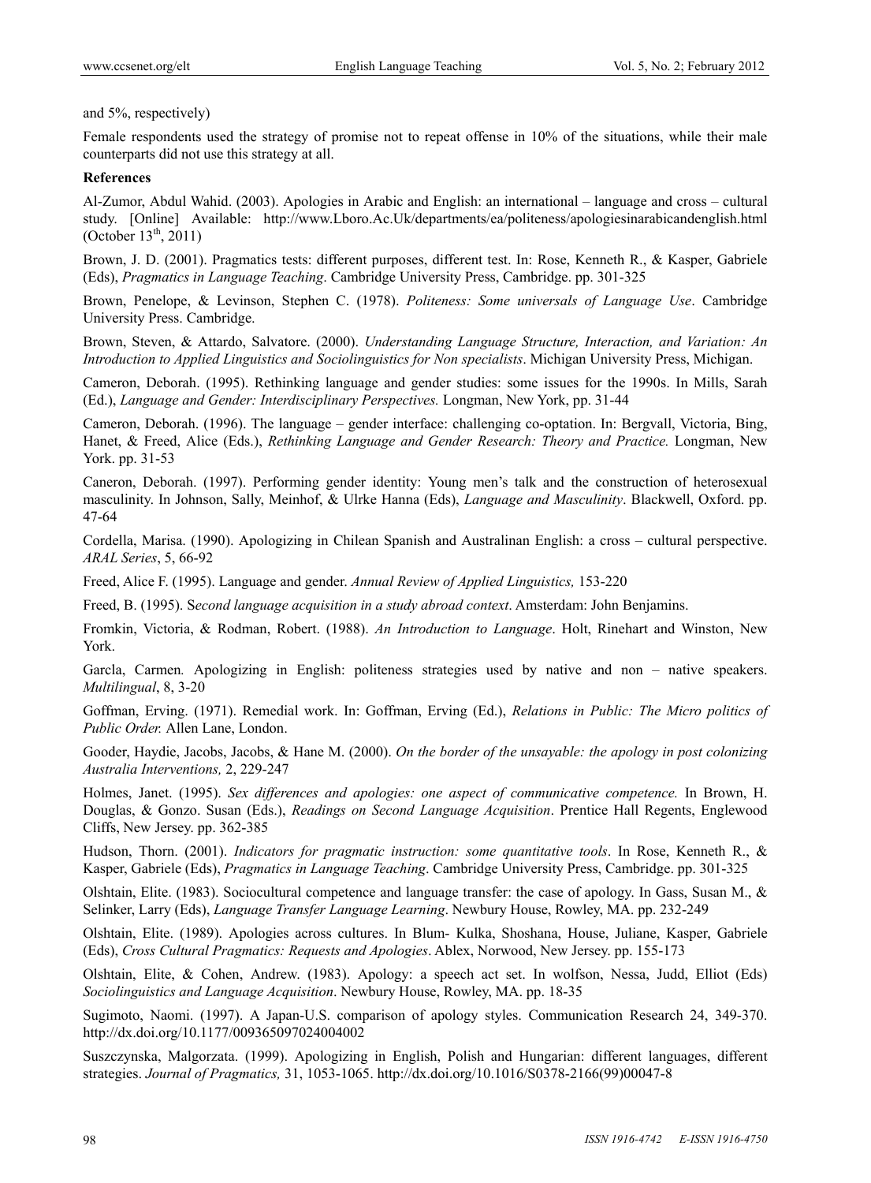and 5%, respectively)

Female respondents used the strategy of promise not to repeat offense in 10% of the situations, while their male counterparts did not use this strategy at all.

**References**

Al-Zumor, Abdul Wahid. (2003). Apologies in Arabic and English: an international – language and cross – cultural study. [Online] Available: http://www.Lboro.Ac.Uk/departments/ea/politeness/apologiesinarabicandenglish.html (October 13th, 2011)

Brown, J. D. (2001). Pragmatics tests: different purposes, different test. In: Rose, Kenneth R., & Kasper, Gabriele (Eds), *Pragmatics in Language Teaching*. Cambridge University Press, Cambridge. pp. 301-325

Brown, Penelope, & Levinson, Stephen C. (1978). *Politeness: Some universals of Language Use*. Cambridge University Press. Cambridge.

Brown, Steven, & Attardo, Salvatore. (2000). *Understanding Language Structure, Interaction, and Variation: An Introduction to Applied Linguistics and Sociolinguistics for Non specialists*. Michigan University Press, Michigan.

Cameron, Deborah. (1995). Rethinking language and gender studies: some issues for the 1990s. In Mills, Sarah (Ed.), *Language and Gender: Interdisciplinary Perspectives.* Longman, New York, pp. 31-44

Cameron, Deborah. (1996). The language – gender interface: challenging co-optation. In: Bergvall, Victoria, Bing, Hanet, & Freed, Alice (Eds.), *Rethinking Language and Gender Research: Theory and Practice.* Longman, New York. pp. 31-53

Caneron, Deborah. (1997). Performing gender identity: Young men's talk and the construction of heterosexual masculinity. In Johnson, Sally, Meinhof, & Ulrke Hanna (Eds), *Language and Masculinity*. Blackwell, Oxford. pp. 47-64

Cordella, Marisa. (1990). Apologizing in Chilean Spanish and Australinan English: a cross – cultural perspective. *ARAL Series*, 5, 66-92

Freed, Alice F. (1995). Language and gender. *Annual Review of Applied Linguistics,* 153-220

Freed, B. (1995). S*econd language acquisition in a study abroad context*. Amsterdam: John Benjamins.

Fromkin, Victoria, & Rodman, Robert. (1988). *An Introduction to Language*. Holt, Rinehart and Winston, New York.

Garcla, Carmen*.* Apologizing in English: politeness strategies used by native and non – native speakers. *Multilingual*, 8, 3-20

Goffman, Erving. (1971). Remedial work. In: Goffman, Erving (Ed.), *Relations in Public: The Micro politics of Public Order.* Allen Lane, London.

Gooder, Haydie, Jacobs, Jacobs, & Hane M. (2000). *On the border of the unsayable: the apology in post colonizing Australia Interventions,* 2, 229-247

Holmes, Janet. (1995). *Sex differences and apologies: one aspect of communicative competence.* In Brown, H. Douglas, & Gonzo. Susan (Eds.), *Readings on Second Language Acquisition*. Prentice Hall Regents, Englewood Cliffs, New Jersey. pp. 362-385

Hudson, Thorn. (2001). *Indicators for pragmatic instruction: some quantitative tools*. In Rose, Kenneth R., & Kasper, Gabriele (Eds), *Pragmatics in Language Teaching*. Cambridge University Press, Cambridge. pp. 301-325

Olshtain, Elite. (1983). Sociocultural competence and language transfer: the case of apology. In Gass, Susan M., & Selinker, Larry (Eds), *Language Transfer Language Learning*. Newbury House, Rowley, MA. pp. 232-249

Olshtain, Elite. (1989). Apologies across cultures. In Blum- Kulka, Shoshana, House, Juliane, Kasper, Gabriele (Eds), *Cross Cultural Pragmatics: Requests and Apologies*. Ablex, Norwood, New Jersey. pp. 155-173

Olshtain, Elite, & Cohen, Andrew. (1983). Apology: a speech act set. In wolfson, Nessa, Judd, Elliot (Eds) *Sociolinguistics and Language Acquisition*. Newbury House, Rowley, MA. pp. 18-35

Sugimoto, Naomi. (1997). A Japan-U.S. comparison of apology styles. Communication Research 24, 349-370. http://dx.doi.org/10.1177/009365097024004002

Suszczynska, Malgorzata. (1999). Apologizing in English, Polish and Hungarian: different languages, different strategies. *Journal of Pragmatics,* 31, 1053-1065. http://dx.doi.org/10.1016/S0378-2166(99)00047-8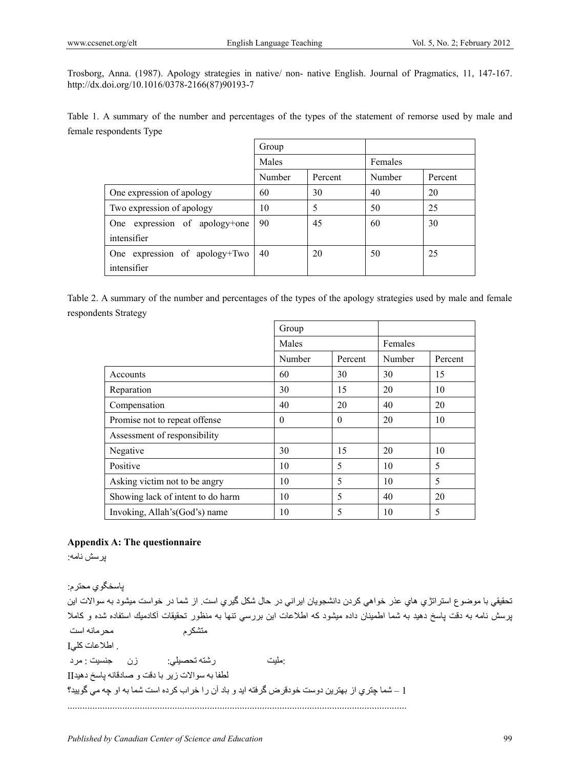Trosborg, Anna. (1987). Apology strategies in native/ non- native English. Journal of Pragmatics, 11, 147-167. http://dx.doi.org/10.1016/0378-2166(87)90193-7

Table 1. A summary of the number and percentages of the types of the statement of remorse used by male and female respondents Type

| | Group | | | |
|---|---|---|---|---|
| | Males | | Females | |
| | Number | Percent | Number | Percent |
| One expression of apology | 60 | 30 | 40 | 20 |
| Two expression of apology | 10 | 5 | 50 | 25 |
| One expression of apology+one intensifier | 90 | 45 | 60 | 30 |
| One expression of apology+Two intensifier | 40 | 20 | 50 | 25 |

Table 2. A summary of the number and percentages of the types of the apology strategies used by male and female respondents Strategy

| | Group | | | |
|---|---|---|---|---|
| | Males | | Females | |
| | Number | Percent | Number | Percent |
| Accounts | 60 | 30 | 30 | 15 |
| Reparation | 30 | 15 | 20 | 10 |
| Compensation | 40 | 20 | 40 | 20 |
| Promise not to repeat offense | 0 | 0 | 20 | 10 |
| Assessment of responsibility | | | | |
| Negative | 30 | 15 | 20 | 10 |
| Positive | 10 | 5 | 10 | 5 |
| Asking victim not to be angry | 10 | 5 | 10 | 5 |
| Showing lack of intent to do harm | 10 | 5 | 40 | 20 |
| Invoking, Allah's(God's) name | 10 | 5 | 10 | 5 |

**Appendix A: The questionnaire**

پرسش نامه:

پاسخگوي محترم:

تحقيقي با موضوع استراتژي هاي عذر خواهي كردن دانشجويان ايراني در حال شكل گيري است. از شما در خواست ميشود به سوالات اين پرسش نامه به دقت پاسخ دهيد به شما اطمينان داده ميشود كه اطلاعات اين بررسي تنها به منظور تحقيقات آكادميك استفاده شده و كاملا محرمانه است متشكرم

I. اطلاعات كلي

مليت: رشته تحصيلي: جنسيت : مرد زن

II لطفا به سوالات زير با دقت و صادقانه پاسخ دهيد

1 – شما چتري از بهترين دوست خودقرض گرفته ايد و باد آن را خراب كرده است شما به او چه مي گوييد؟

........................................................................................................................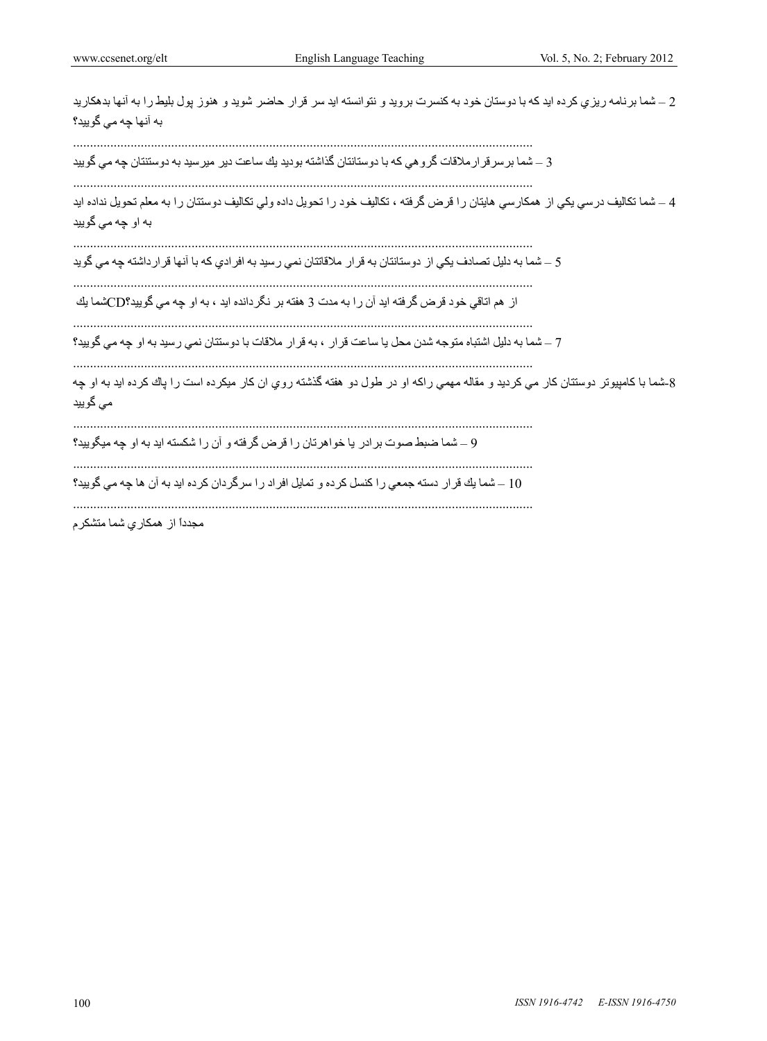2 – شما برنامه ريزي كرده ايد كه با دوستان خود به كنسرت برويد و نتوانسته ايد سر قرار حاضر شويد و هنوز پول بليط را به آنها بدهكاريد به آنها چه مي گوييد؟

..........................................................................................................................

3 – شما برسرقرارملاقات گروهي كه با دوستانتان گذاشته بوديد يك ساعت دير ميرسيد به دوستنتان چه مي گوييد

..........................................................................................................................

4 – شما تكاليف درسي يكي از همكارسي هايتان را قرض گرفته ، تكاليف خود را تحويل داده ولي تكاليف دوستتان را به معلم تحويل نداده ايد به او چه مي گوييد

..........................................................................................................................

5 – شما به دليل تصادف يكي از دوستانتان به قرار ملاقاتتان نمي رسيد به افرادي كه با آنها قرارداشته چه مي گويد

..........................................................................................................................

شما يك CDاز هم اتاقي خود قرض گرفته ايد آن را به مدت 3 هفته بر نگردانده ايد ، به او چه مي گوييد؟

..........................................................................................................................

7 – شما به دليل اشتباه متوجه شدن محل يا ساعت قرار ، به قرار ملاقات با دوستتان نمي رسيد به او چه مي گوييد؟

..........................................................................................................................

8-شما با كامپيوتر دوستتان كار مي كرديد و مقاله مهمي راكه او در طول دو هفته گذشته روي ان كار ميكرده است را پاك كرده ايد به او چه مي گوييد

..........................................................................................................................

9 – شما ضبط صوت برادر يا خواهرتان را قرض گرفته و آن را شكسته ايد به او چه ميگوييد؟

..........................................................................................................................

10 – شما يك قرار دسته جمعي را كنسل كرده و تمايل افراد را سرگردان كرده ايد به آن ها چه مي گوييد؟

..........................................................................................................................

مجدداً از همكاري شما متشكرم